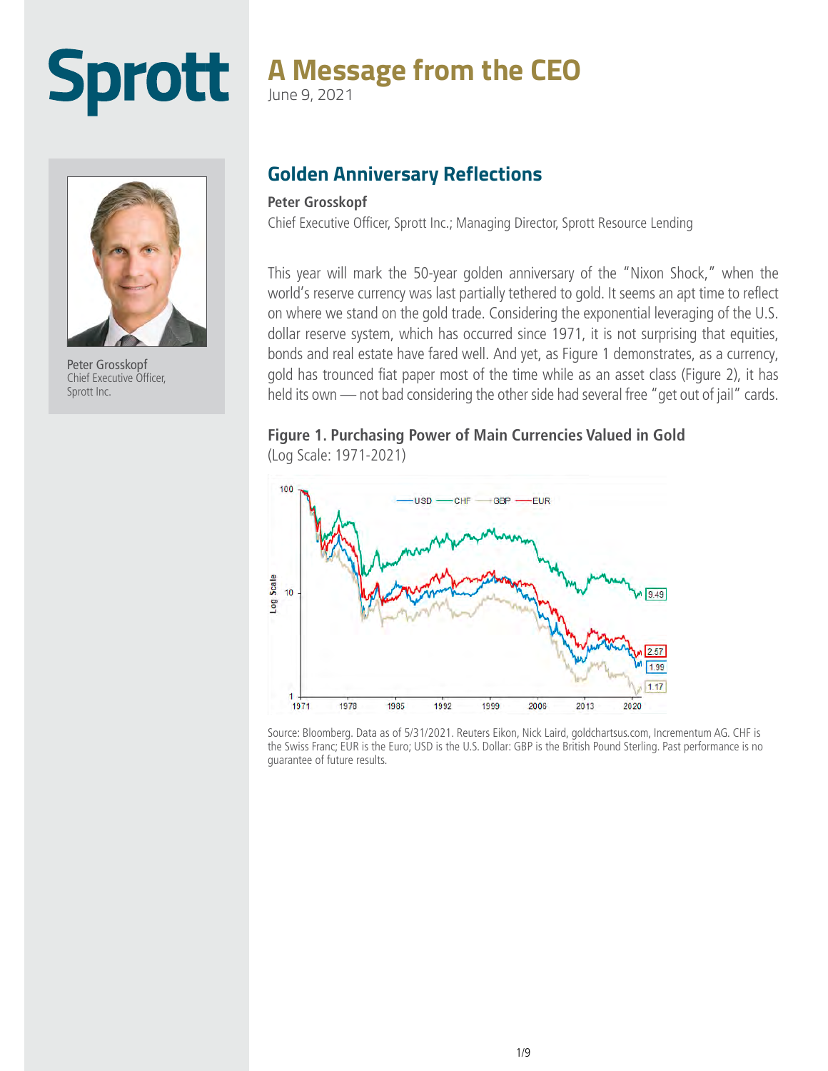# Sprott

# A Message from the CEO

June 9, 2021

Peter Grosskopf
Chief Executive Officer,
Sprott Inc.

## Golden Anniversary Reflections

**Peter Grosskopf**

Chief Executive Officer, Sprott Inc.; Managing Director, Sprott Resource Lending

This year will mark the 50-year golden anniversary of the "Nixon Shock," when the world's reserve currency was last partially tethered to gold. It seems an apt time to reflect on where we stand on the gold trade. Considering the exponential leveraging of the U.S. dollar reserve system, which has occurred since 1971, it is not surprising that equities, bonds and real estate have fared well. And yet, as Figure 1 demonstrates, as a currency, gold has trounced fiat paper most of the time while as an asset class (Figure 2), it has held its own — not bad considering the other side had several free "get out of jail" cards.

**Figure 1. Purchasing Power of Main Currencies Valued in Gold**
(Log Scale: 1971-2021)

Source: Bloomberg. Data as of 5/31/2021. Reuters Eikon, Nick Laird, goldchartsus.com, Incrementum AG. CHF is the Swiss Franc; EUR is the Euro; USD is the U.S. Dollar: GBP is the British Pound Sterling. Past performance is no guarantee of future results.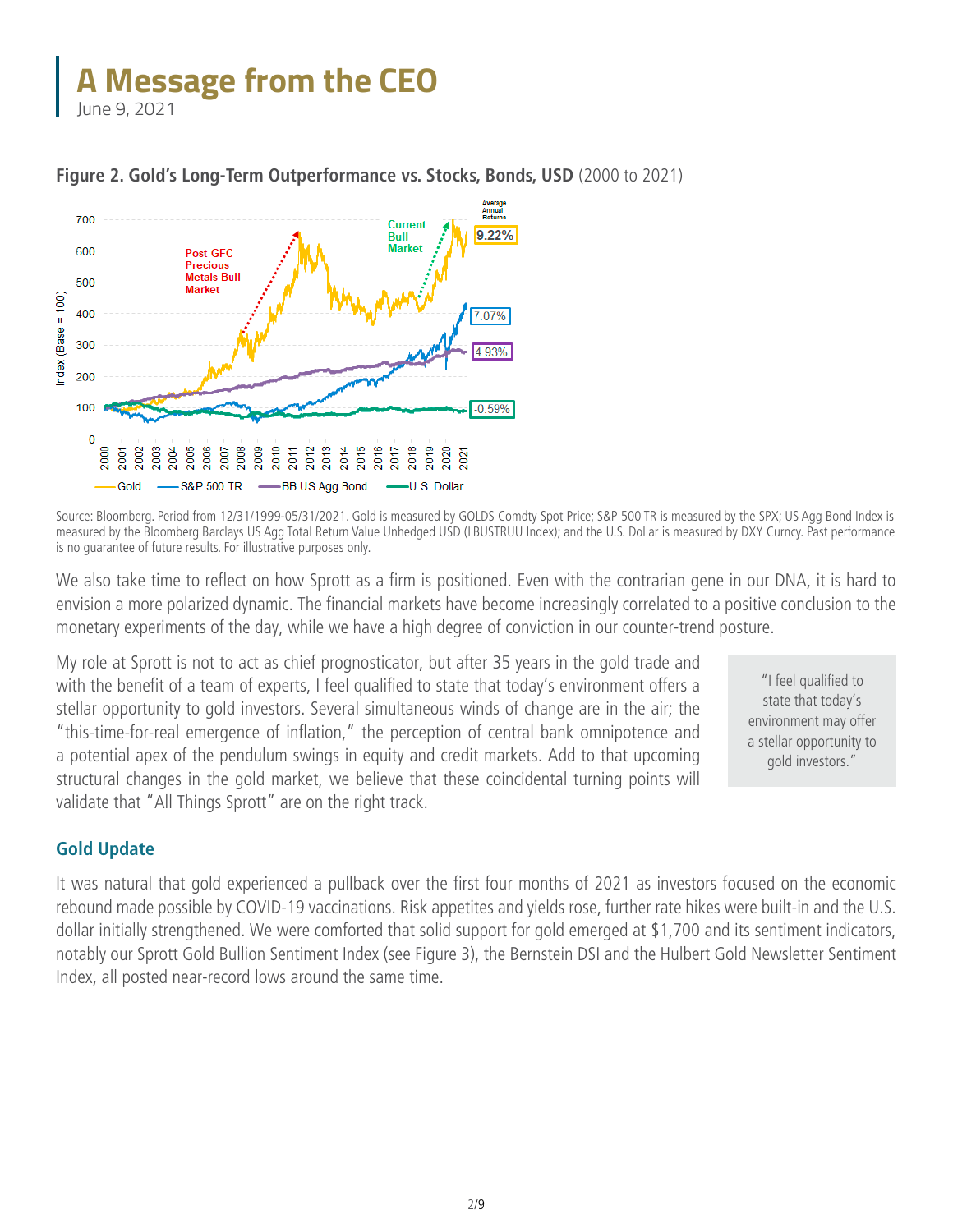# A Message from the CEO

June 9, 2021

**Figure 2. Gold's Long-Term Outperformance vs. Stocks, Bonds, USD** (2000 to 2021)

Source: Bloomberg. Period from 12/31/1999-05/31/2021. Gold is measured by GOLDS Comdty Spot Price; S&P 500 TR is measured by the SPX; US Agg Bond Index is measured by the Bloomberg Barclays US Agg Total Return Value Unhedged USD (LBUSTRUU Index); and the U.S. Dollar is measured by DXY Curncy. Past performance is no guarantee of future results. For illustrative purposes only.

We also take time to reflect on how Sprott as a firm is positioned. Even with the contrarian gene in our DNA, it is hard to envision a more polarized dynamic. The financial markets have become increasingly correlated to a positive conclusion to the monetary experiments of the day, while we have a high degree of conviction in our counter-trend posture.

My role at Sprott is not to act as chief prognosticator, but after 35 years in the gold trade and with the benefit of a team of experts, I feel qualified to state that today's environment offers a stellar opportunity to gold investors. Several simultaneous winds of change are in the air; the "this-time-for-real emergence of inflation," the perception of central bank omnipotence and a potential apex of the pendulum swings in equity and credit markets. Add to that upcoming structural changes in the gold market, we believe that these coincidental turning points will validate that "All Things Sprott" are on the right track.

> "I feel qualified to state that today's environment may offer a stellar opportunity to gold investors."

## Gold Update

It was natural that gold experienced a pullback over the first four months of 2021 as investors focused on the economic rebound made possible by COVID-19 vaccinations. Risk appetites and yields rose, further rate hikes were built-in and the U.S. dollar initially strengthened. We were comforted that solid support for gold emerged at $1,700 and its sentiment indicators, notably our Sprott Gold Bullion Sentiment Index (see Figure 3), the Bernstein DSI and the Hulbert Gold Newsletter Sentiment Index, all posted near-record lows around the same time.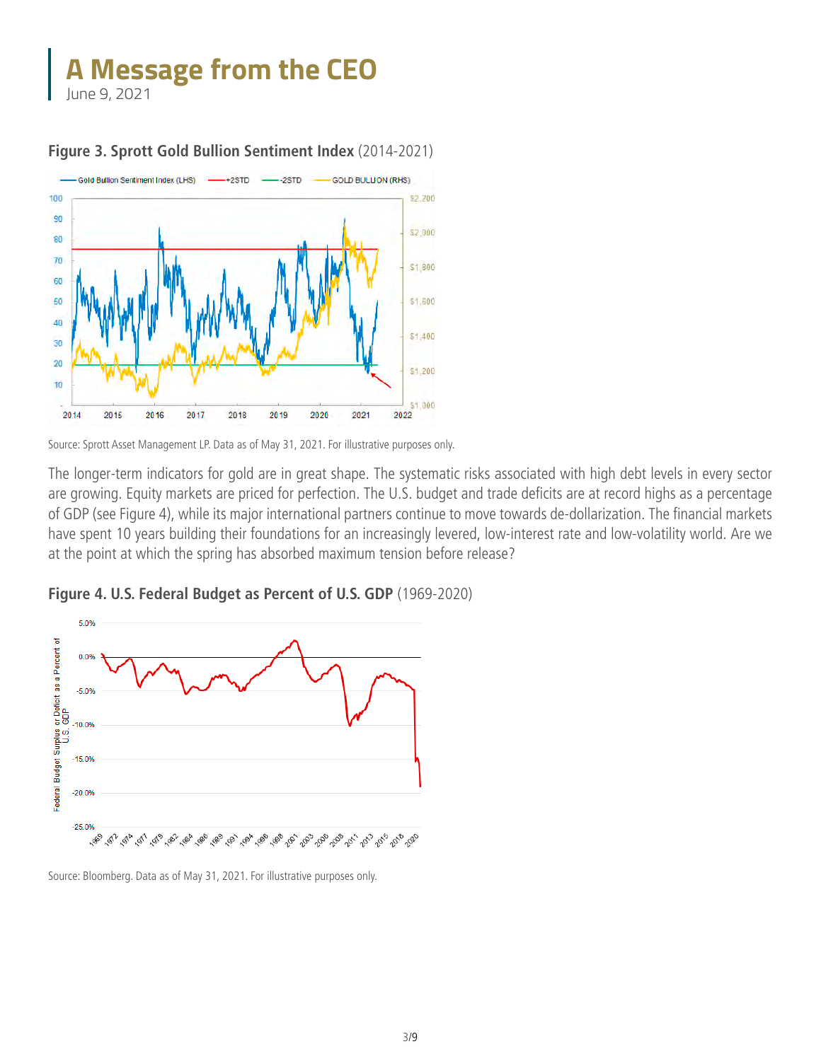# A Message from the CEO

June 9, 2021

**Figure 3. Sprott Gold Bullion Sentiment Index** (2014-2021)

Source: Sprott Asset Management LP. Data as of May 31, 2021. For illustrative purposes only.

The longer-term indicators for gold are in great shape. The systematic risks associated with high debt levels in every sector are growing. Equity markets are priced for perfection. The U.S. budget and trade deficits are at record highs as a percentage of GDP (see Figure 4), while its major international partners continue to move towards de-dollarization. The financial markets have spent 10 years building their foundations for an increasingly levered, low-interest rate and low-volatility world. Are we at the point at which the spring has absorbed maximum tension before release?

**Figure 4. U.S. Federal Budget as Percent of U.S. GDP** (1969-2020)

Source: Bloomberg. Data as of May 31, 2021. For illustrative purposes only.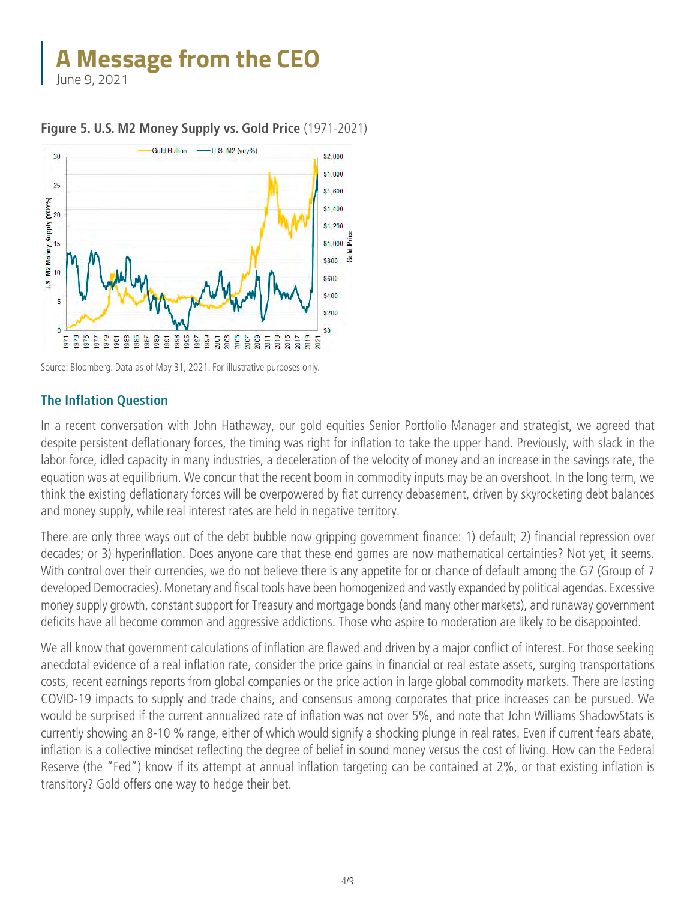# A Message from the CEO

June 9, 2021

**Figure 5. U.S. M2 Money Supply vs. Gold Price** (1971-2021)

Source: Bloomberg. Data as of May 31, 2021. For illustrative purposes only.

## The Inflation Question

In a recent conversation with John Hathaway, our gold equities Senior Portfolio Manager and strategist, we agreed that despite persistent deflationary forces, the timing was right for inflation to take the upper hand. Previously, with slack in the labor force, idled capacity in many industries, a deceleration of the velocity of money and an increase in the savings rate, the equation was at equilibrium. We concur that the recent boom in commodity inputs may be an overshoot. In the long term, we think the existing deflationary forces will be overpowered by fiat currency debasement, driven by skyrocketing debt balances and money supply, while real interest rates are held in negative territory.

There are only three ways out of the debt bubble now gripping government finance: 1) default; 2) financial repression over decades; or 3) hyperinflation. Does anyone care that these end games are now mathematical certainties? Not yet, it seems. With control over their currencies, we do not believe there is any appetite for or chance of default among the G7 (Group of 7 developed Democracies). Monetary and fiscal tools have been homogenized and vastly expanded by political agendas. Excessive money supply growth, constant support for Treasury and mortgage bonds (and many other markets), and runaway government deficits have all become common and aggressive addictions. Those who aspire to moderation are likely to be disappointed.

We all know that government calculations of inflation are flawed and driven by a major conflict of interest. For those seeking anecdotal evidence of a real inflation rate, consider the price gains in financial or real estate assets, surging transportations costs, recent earnings reports from global companies or the price action in large global commodity markets. There are lasting COVID-19 impacts to supply and trade chains, and consensus among corporates that price increases can be pursued. We would be surprised if the current annualized rate of inflation was not over 5%, and note that John Williams ShadowStats is currently showing an 8-10 % range, either of which would signify a shocking plunge in real rates. Even if current fears abate, inflation is a collective mindset reflecting the degree of belief in sound money versus the cost of living. How can the Federal Reserve (the "Fed") know if its attempt at annual inflation targeting can be contained at 2%, or that existing inflation is transitory? Gold offers one way to hedge their bet.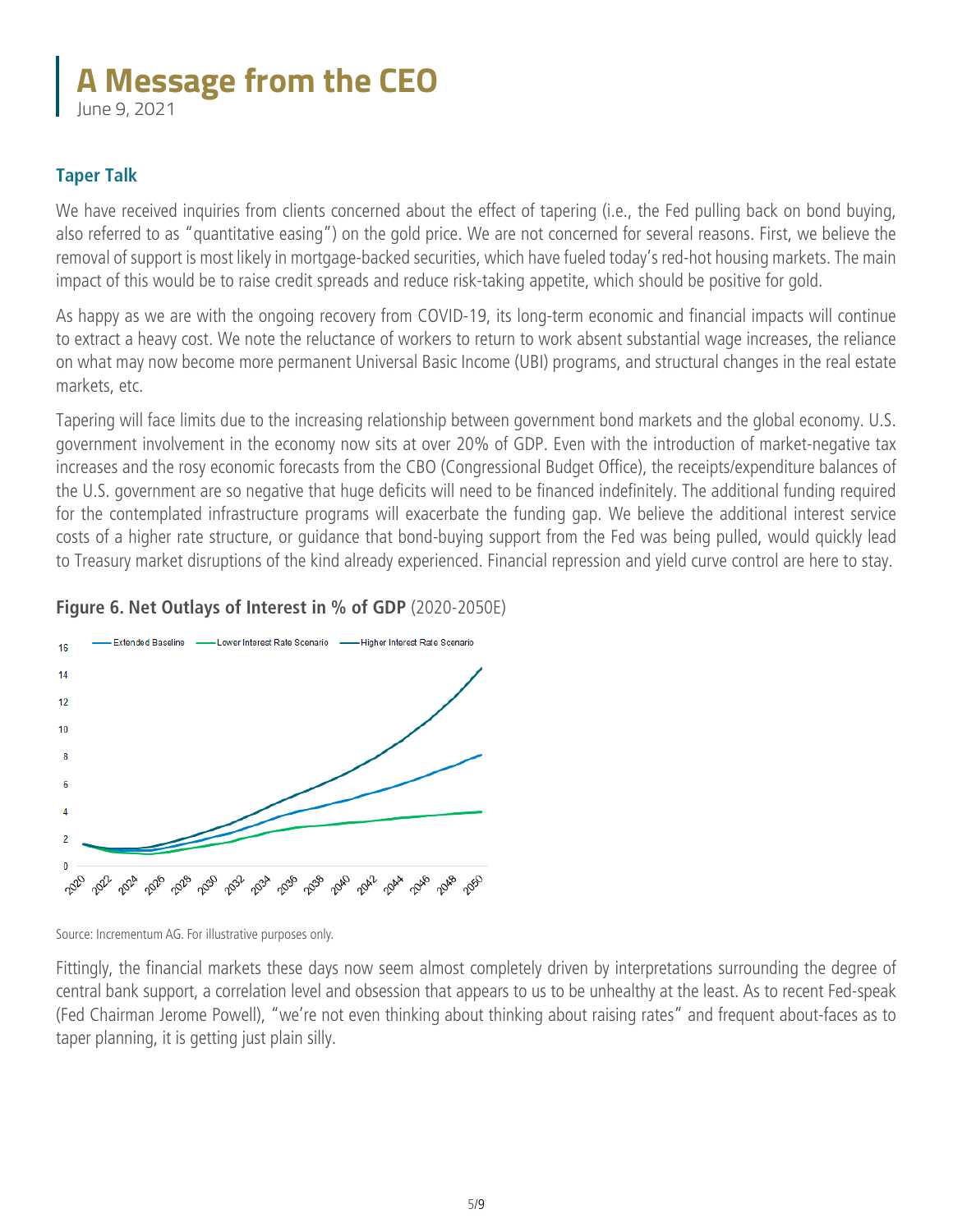# A Message from the CEO

June 9, 2021

### Taper Talk

We have received inquiries from clients concerned about the effect of tapering (i.e., the Fed pulling back on bond buying, also referred to as "quantitative easing") on the gold price. We are not concerned for several reasons. First, we believe the removal of support is most likely in mortgage-backed securities, which have fueled today's red-hot housing markets. The main impact of this would be to raise credit spreads and reduce risk-taking appetite, which should be positive for gold.

As happy as we are with the ongoing recovery from COVID-19, its long-term economic and financial impacts will continue to extract a heavy cost. We note the reluctance of workers to return to work absent substantial wage increases, the reliance on what may now become more permanent Universal Basic Income (UBI) programs, and structural changes in the real estate markets, etc.

Tapering will face limits due to the increasing relationship between government bond markets and the global economy. U.S. government involvement in the economy now sits at over 20% of GDP. Even with the introduction of market-negative tax increases and the rosy economic forecasts from the CBO (Congressional Budget Office), the receipts/expenditure balances of the U.S. government are so negative that huge deficits will need to be financed indefinitely. The additional funding required for the contemplated infrastructure programs will exacerbate the funding gap. We believe the additional interest service costs of a higher rate structure, or guidance that bond-buying support from the Fed was being pulled, would quickly lead to Treasury market disruptions of the kind already experienced. Financial repression and yield curve control are here to stay.

**Figure 6. Net Outlays of Interest in % of GDP** (2020-2050E)

Source: Incrementum AG. For illustrative purposes only.

Fittingly, the financial markets these days now seem almost completely driven by interpretations surrounding the degree of central bank support, a correlation level and obsession that appears to us to be unhealthy at the least. As to recent Fed-speak (Fed Chairman Jerome Powell), "we're not even thinking about thinking about raising rates" and frequent about-faces as to taper planning, it is getting just plain silly.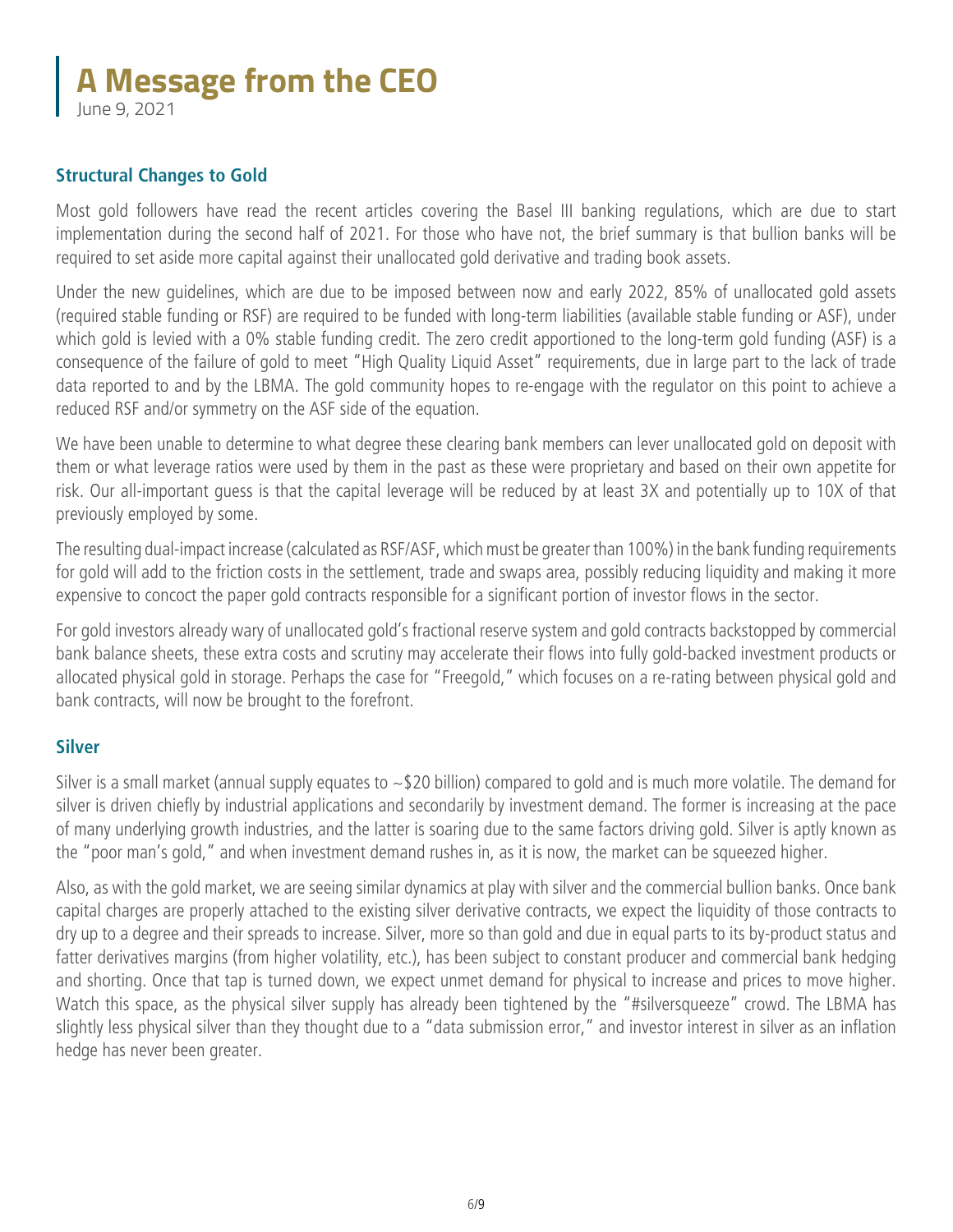# A Message from the CEO

June 9, 2021

## Structural Changes to Gold

Most gold followers have read the recent articles covering the Basel III banking regulations, which are due to start implementation during the second half of 2021. For those who have not, the brief summary is that bullion banks will be required to set aside more capital against their unallocated gold derivative and trading book assets.

Under the new guidelines, which are due to be imposed between now and early 2022, 85% of unallocated gold assets (required stable funding or RSF) are required to be funded with long-term liabilities (available stable funding or ASF), under which gold is levied with a 0% stable funding credit. The zero credit apportioned to the long-term gold funding (ASF) is a consequence of the failure of gold to meet "High Quality Liquid Asset" requirements, due in large part to the lack of trade data reported to and by the LBMA. The gold community hopes to re-engage with the regulator on this point to achieve a reduced RSF and/or symmetry on the ASF side of the equation.

We have been unable to determine to what degree these clearing bank members can lever unallocated gold on deposit with them or what leverage ratios were used by them in the past as these were proprietary and based on their own appetite for risk. Our all-important guess is that the capital leverage will be reduced by at least 3X and potentially up to 10X of that previously employed by some.

The resulting dual-impact increase (calculated as RSF/ASF, which must be greater than 100%) in the bank funding requirements for gold will add to the friction costs in the settlement, trade and swaps area, possibly reducing liquidity and making it more expensive to concoct the paper gold contracts responsible for a significant portion of investor flows in the sector.

For gold investors already wary of unallocated gold's fractional reserve system and gold contracts backstopped by commercial bank balance sheets, these extra costs and scrutiny may accelerate their flows into fully gold-backed investment products or allocated physical gold in storage. Perhaps the case for "Freegold," which focuses on a re-rating between physical gold and bank contracts, will now be brought to the forefront.

## Silver

Silver is a small market (annual supply equates to ~$20 billion) compared to gold and is much more volatile. The demand for silver is driven chiefly by industrial applications and secondarily by investment demand. The former is increasing at the pace of many underlying growth industries, and the latter is soaring due to the same factors driving gold. Silver is aptly known as the "poor man's gold," and when investment demand rushes in, as it is now, the market can be squeezed higher.

Also, as with the gold market, we are seeing similar dynamics at play with silver and the commercial bullion banks. Once bank capital charges are properly attached to the existing silver derivative contracts, we expect the liquidity of those contracts to dry up to a degree and their spreads to increase. Silver, more so than gold and due in equal parts to its by-product status and fatter derivatives margins (from higher volatility, etc.), has been subject to constant producer and commercial bank hedging and shorting. Once that tap is turned down, we expect unmet demand for physical to increase and prices to move higher. Watch this space, as the physical silver supply has already been tightened by the "#silversqueeze" crowd. The LBMA has slightly less physical silver than they thought due to a "data submission error," and investor interest in silver as an inflation hedge has never been greater.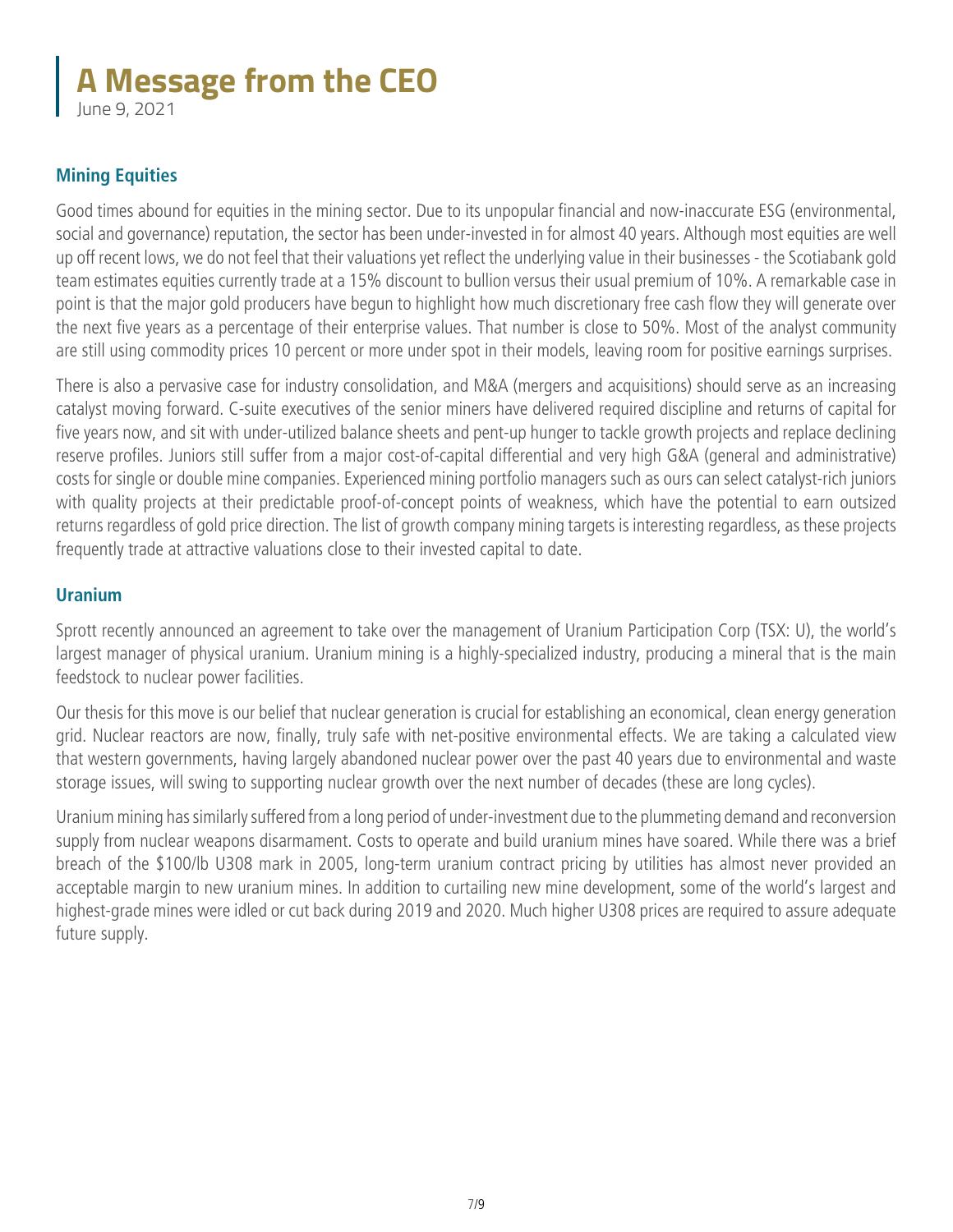# A Message from the CEO

June 9, 2021

## Mining Equities

Good times abound for equities in the mining sector. Due to its unpopular financial and now-inaccurate ESG (environmental, social and governance) reputation, the sector has been under-invested in for almost 40 years. Although most equities are well up off recent lows, we do not feel that their valuations yet reflect the underlying value in their businesses - the Scotiabank gold team estimates equities currently trade at a 15% discount to bullion versus their usual premium of 10%. A remarkable case in point is that the major gold producers have begun to highlight how much discretionary free cash flow they will generate over the next five years as a percentage of their enterprise values. That number is close to 50%. Most of the analyst community are still using commodity prices 10 percent or more under spot in their models, leaving room for positive earnings surprises.

There is also a pervasive case for industry consolidation, and M&A (mergers and acquisitions) should serve as an increasing catalyst moving forward. C-suite executives of the senior miners have delivered required discipline and returns of capital for five years now, and sit with under-utilized balance sheets and pent-up hunger to tackle growth projects and replace declining reserve profiles. Juniors still suffer from a major cost-of-capital differential and very high G&A (general and administrative) costs for single or double mine companies. Experienced mining portfolio managers such as ours can select catalyst-rich juniors with quality projects at their predictable proof-of-concept points of weakness, which have the potential to earn outsized returns regardless of gold price direction. The list of growth company mining targets is interesting regardless, as these projects frequently trade at attractive valuations close to their invested capital to date.

## Uranium

Sprott recently announced an agreement to take over the management of Uranium Participation Corp (TSX: U), the world's largest manager of physical uranium. Uranium mining is a highly-specialized industry, producing a mineral that is the main feedstock to nuclear power facilities.

Our thesis for this move is our belief that nuclear generation is crucial for establishing an economical, clean energy generation grid. Nuclear reactors are now, finally, truly safe with net-positive environmental effects. We are taking a calculated view that western governments, having largely abandoned nuclear power over the past 40 years due to environmental and waste storage issues, will swing to supporting nuclear growth over the next number of decades (these are long cycles).

Uranium mining has similarly suffered from a long period of under-investment due to the plummeting demand and reconversion supply from nuclear weapons disarmament. Costs to operate and build uranium mines have soared. While there was a brief breach of the \$100/lb U308 mark in 2005, long-term uranium contract pricing by utilities has almost never provided an acceptable margin to new uranium mines. In addition to curtailing new mine development, some of the world's largest and highest-grade mines were idled or cut back during 2019 and 2020. Much higher U308 prices are required to assure adequate future supply.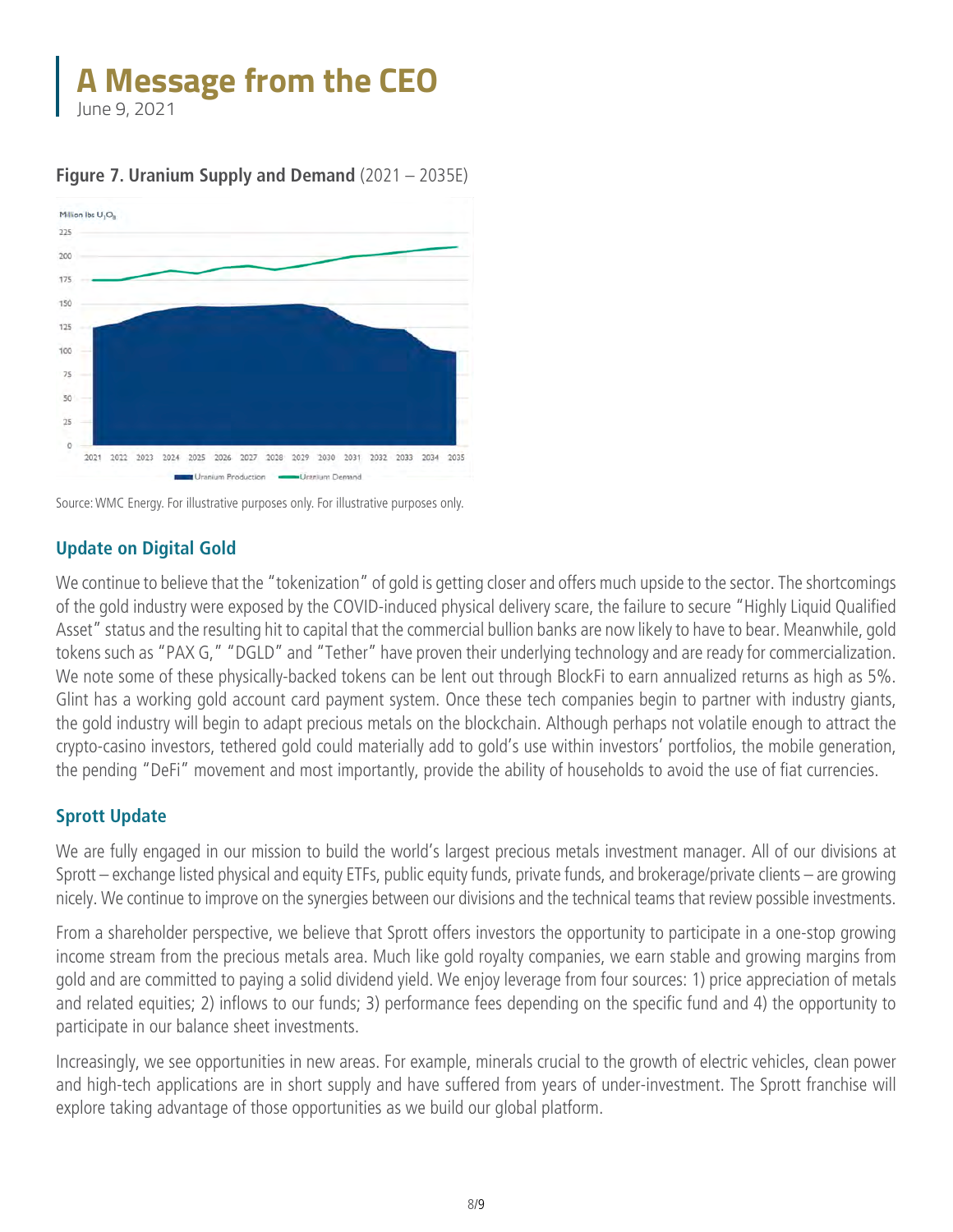# A Message from the CEO

June 9, 2021

**Figure 7. Uranium Supply and Demand** (2021 – 2035E)

Source: WMC Energy. For illustrative purposes only. For illustrative purposes only.

## Update on Digital Gold

We continue to believe that the "tokenization" of gold is getting closer and offers much upside to the sector. The shortcomings of the gold industry were exposed by the COVID-induced physical delivery scare, the failure to secure "Highly Liquid Qualified Asset" status and the resulting hit to capital that the commercial bullion banks are now likely to have to bear. Meanwhile, gold tokens such as "PAX G," "DGLD" and "Tether" have proven their underlying technology and are ready for commercialization. We note some of these physically-backed tokens can be lent out through BlockFi to earn annualized returns as high as 5%. Glint has a working gold account card payment system. Once these tech companies begin to partner with industry giants, the gold industry will begin to adapt precious metals on the blockchain. Although perhaps not volatile enough to attract the crypto-casino investors, tethered gold could materially add to gold's use within investors' portfolios, the mobile generation, the pending "DeFi" movement and most importantly, provide the ability of households to avoid the use of fiat currencies.

## Sprott Update

We are fully engaged in our mission to build the world's largest precious metals investment manager. All of our divisions at Sprott – exchange listed physical and equity ETFs, public equity funds, private funds, and brokerage/private clients – are growing nicely. We continue to improve on the synergies between our divisions and the technical teams that review possible investments.

From a shareholder perspective, we believe that Sprott offers investors the opportunity to participate in a one-stop growing income stream from the precious metals area. Much like gold royalty companies, we earn stable and growing margins from gold and are committed to paying a solid dividend yield. We enjoy leverage from four sources: 1) price appreciation of metals and related equities; 2) inflows to our funds; 3) performance fees depending on the specific fund and 4) the opportunity to participate in our balance sheet investments.

Increasingly, we see opportunities in new areas. For example, minerals crucial to the growth of electric vehicles, clean power and high-tech applications are in short supply and have suffered from years of under-investment. The Sprott franchise will explore taking advantage of those opportunities as we build our global platform.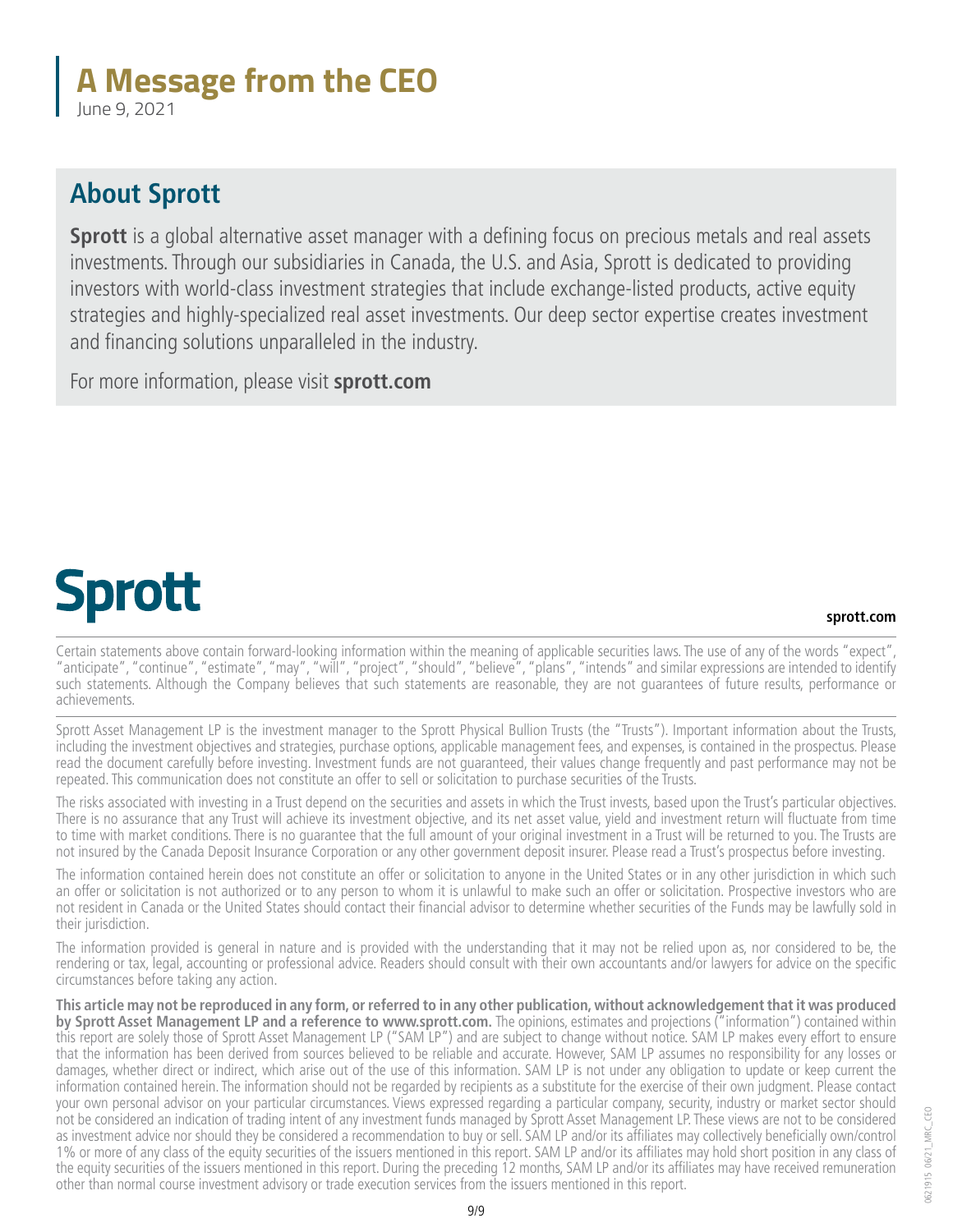# A Message from the CEO

June 9, 2021

## About Sprott

**Sprott** is a global alternative asset manager with a defining focus on precious metals and real assets investments. Through our subsidiaries in Canada, the U.S. and Asia, Sprott is dedicated to providing investors with world-class investment strategies that include exchange-listed products, active equity strategies and highly-specialized real asset investments. Our deep sector expertise creates investment and financing solutions unparalleled in the industry.

For more information, please visit **sprott.com**

Sprott

**sprott.com**

Certain statements above contain forward-looking information within the meaning of applicable securities laws. The use of any of the words "expect", "anticipate", "continue", "estimate", "may", "will", "project", "should", "believe", "plans", "intends" and similar expressions are intended to identify such statements. Although the Company believes that such statements are reasonable, they are not guarantees of future results, performance or achievements.

Sprott Asset Management LP is the investment manager to the Sprott Physical Bullion Trusts (the "Trusts"). Important information about the Trusts, including the investment objectives and strategies, purchase options, applicable management fees, and expenses, is contained in the prospectus. Please read the document carefully before investing. Investment funds are not guaranteed, their values change frequently and past performance may not be repeated. This communication does not constitute an offer to sell or solicitation to purchase securities of the Trusts.

The risks associated with investing in a Trust depend on the securities and assets in which the Trust invests, based upon the Trust's particular objectives. There is no assurance that any Trust will achieve its investment objective, and its net asset value, yield and investment return will fluctuate from time to time with market conditions. There is no guarantee that the full amount of your original investment in a Trust will be returned to you. The Trusts are not insured by the Canada Deposit Insurance Corporation or any other government deposit insurer. Please read a Trust's prospectus before investing.

The information contained herein does not constitute an offer or solicitation to anyone in the United States or in any other jurisdiction in which such an offer or solicitation is not authorized or to any person to whom it is unlawful to make such an offer or solicitation. Prospective investors who are not resident in Canada or the United States should contact their financial advisor to determine whether securities of the Funds may be lawfully sold in their jurisdiction.

The information provided is general in nature and is provided with the understanding that it may not be relied upon as, nor considered to be, the rendering or tax, legal, accounting or professional advice. Readers should consult with their own accountants and/or lawyers for advice on the specific circumstances before taking any action.

**This article may not be reproduced in any form, or referred to in any other publication, without acknowledgement that it was produced by Sprott Asset Management LP and a reference to www.sprott.com.** The opinions, estimates and projections ("information") contained within this report are solely those of Sprott Asset Management LP ("SAM LP") and are subject to change without notice. SAM LP makes every effort to ensure that the information has been derived from sources believed to be reliable and accurate. However, SAM LP assumes no responsibility for any losses or damages, whether direct or indirect, which arise out of the use of this information. SAM LP is not under any obligation to update or keep current the information contained herein. The information should not be regarded by recipients as a substitute for the exercise of their own judgment. Please contact your own personal advisor on your particular circumstances. Views expressed regarding a particular company, security, industry or market sector should not be considered an indication of trading intent of any investment funds managed by Sprott Asset Management LP. These views are not to be considered as investment advice nor should they be considered a recommendation to buy or sell. SAM LP and/or its affiliates may collectively beneficially own/control 1% or more of any class of the equity securities of the issuers mentioned in this report. SAM LP and/or its affiliates may hold short position in any class of the equity securities of the issuers mentioned in this report. During the preceding 12 months, SAM LP and/or its affiliates may have received remuneration other than normal course investment advisory or trade execution services from the issuers mentioned in this report.

0621915 06/21_MRC_CEO